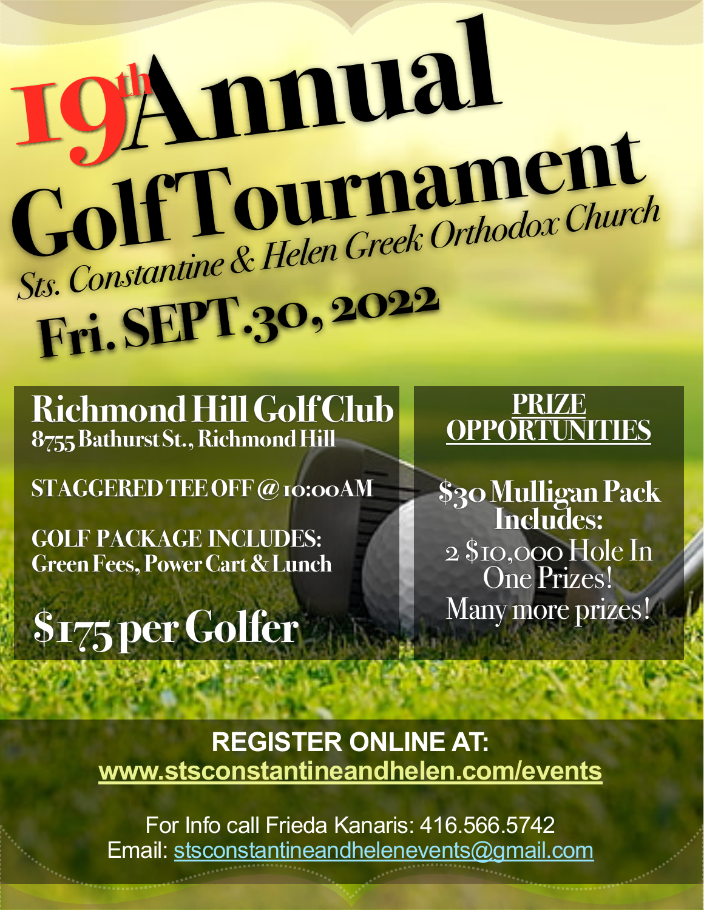# 19th Annual Golf Tournament

*Sts. Constantine & Helen Greek Orthodox Church*

## Fri. SEPT. 30, 2022

## Richmond Hill Golf Club

**8755 Bathurst St., Richmond Hill**

**STAGGERED TEE OFF @ 10:00AM**

**GOLF PACKAGE INCLUDES:**
**Green Fees, Power Cart & Lunch**

## $175 per Golfer

## PRIZE OPPORTUNITIES

**$30 Mulligan Pack Includes:**

2 $10,000 Hole In One Prizes!

Many more prizes!

**REGISTER ONLINE AT:**
**www.stsconstantineandhelen.com/events**

For Info call Frieda Kanaris: 416.566.5742

Email: stsconstantineandhelenevents@gmail.com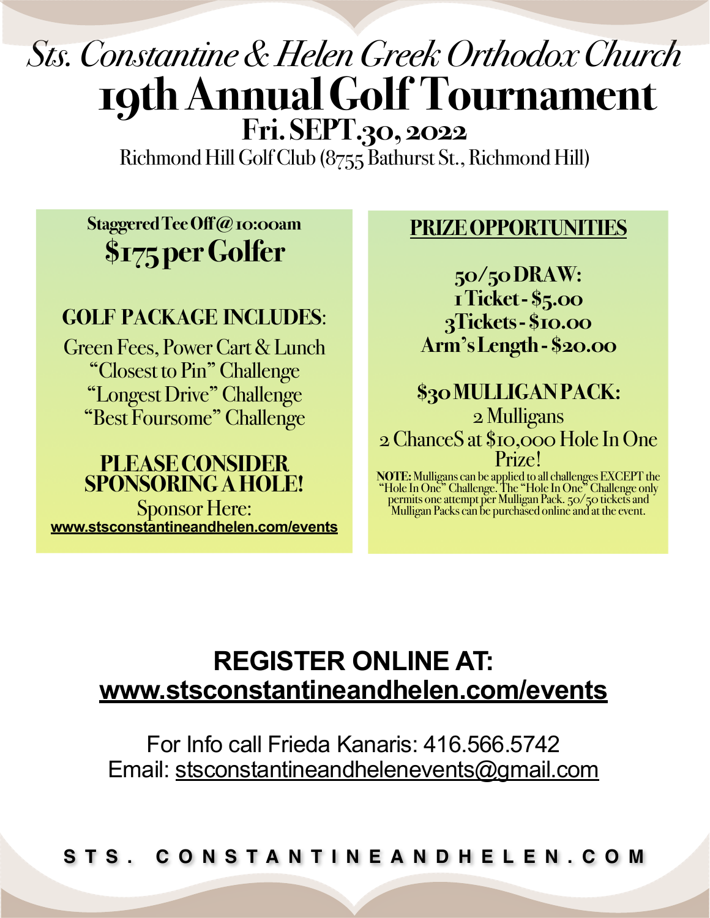*Sts. Constantine & Helen Greek Orthodox Church*

# 19th Annual Golf Tournament

## Fri. SEPT.30, 2022

Richmond Hill Golf Club (8755 Bathurst St., Richmond Hill)

**Staggered Tee Off @ 10:00am**

## $175 per Golfer

**GOLF PACKAGE INCLUDES:**

Green Fees, Power Cart & Lunch
"Closest to Pin" Challenge
"Longest Drive" Challenge
"Best Foursome" Challenge

**PLEASE CONSIDER SPONSORING A HOLE!**

Sponsor Here:
**www.stsconstantineandhelen.com/events**

**PRIZE OPPORTUNITIES**

**50/50 DRAW:**
**1 Ticket - $5.00**
**3 Tickets - $10.00**
**Arm's Length - $20.00**

**$30 MULLIGAN PACK:**
2 Mulligans
2 ChanceS at $10,000 Hole In One Prize!

**NOTE:** Mulligans can be applied to all challenges EXCEPT the "Hole In One" Challenge. The "Hole In One" Challenge only permits one attempt per Mulligan Pack. 50/50 tickets and Mulligan Packs can be purchased online and at the event.

## REGISTER ONLINE AT:
## www.stsconstantineandhelen.com/events

For Info call Frieda Kanaris: 416.566.5742
Email: stsconstantineandhelenevents@gmail.com

**STS. CONSTANTINEANDHELEN.COM**